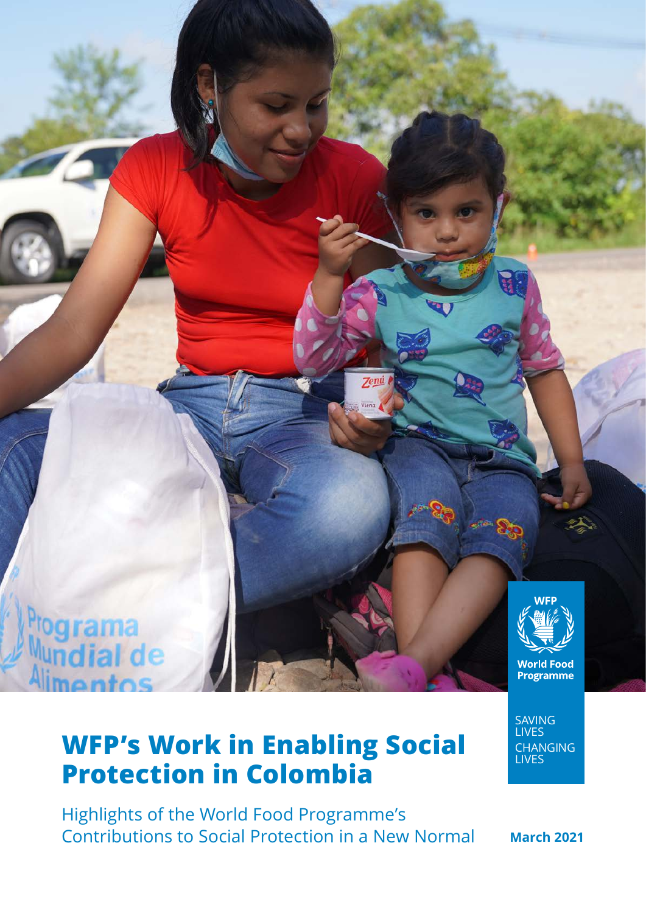# WFP's Work in Enabling Social Protection in Colombia

Highlights of the World Food Programme's Contributions to Social Protection in a New Normal

March 2021

World Food Programme

SAVING LIVES CHANGING LIVES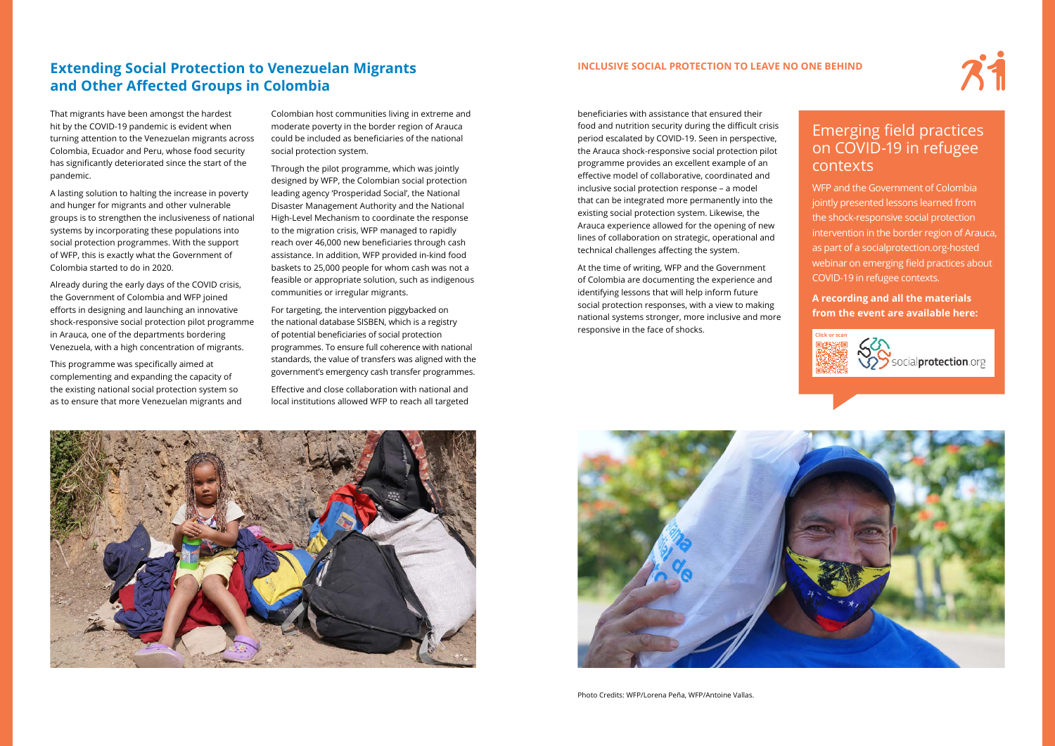## Extending Social Protection to Venezuelan Migrants and Other Affected Groups in Colombia

That migrants have been amongst the hardest hit by the COVID-19 pandemic is evident when turning attention to the Venezuelan migrants across Colombia, Ecuador and Peru, whose food security has significantly deteriorated since the start of the pandemic.

A lasting solution to halting the increase in poverty and hunger for migrants and other vulnerable groups is to strengthen the inclusiveness of national systems by incorporating these populations into social protection programmes. With the support of WFP, this is exactly what the Government of Colombia started to do in 2020.

Already during the early days of the COVID crisis, the Government of Colombia and WFP joined efforts in designing and launching an innovative shock-responsive social protection pilot programme in Arauca, one of the departments bordering Venezuela, with a high concentration of migrants.

This programme was specifically aimed at complementing and expanding the capacity of the existing national social protection system so as to ensure that more Venezuelan migrants and Colombian host communities living in extreme and moderate poverty in the border region of Arauca could be included as beneficiaries of the national social protection system.

Through the pilot programme, which was jointly designed by WFP, the Colombian social protection leading agency 'Prosperidad Social', the National Disaster Management Authority and the National High-Level Mechanism to coordinate the response to the migration crisis, WFP managed to rapidly reach over 46,000 new beneficiaries through cash assistance. In addition, WFP provided in-kind food baskets to 25,000 people for whom cash was not a feasible or appropriate solution, such as indigenous communities or irregular migrants.

For targeting, the intervention piggybacked on the national database SISBEN, which is a registry of potential beneficiaries of social protection programmes. To ensure full coherence with national standards, the value of transfers was aligned with the government's emergency cash transfer programmes.

Effective and close collaboration with national and local institutions allowed WFP to reach all targeted beneficiaries with assistance that ensured their food and nutrition security during the difficult crisis period escalated by COVID-19. Seen in perspective, the Arauca shock-responsive social protection pilot programme provides an excellent example of an effective model of collaborative, coordinated and inclusive social protection response – a model that can be integrated more permanently into the existing social protection system. Likewise, the Arauca experience allowed for the opening of new lines of collaboration on strategic, operational and technical challenges affecting the system.

At the time of writing, WFP and the Government of Colombia are documenting the experience and identifying lessons that will help inform future social protection responses, with a view to making national systems stronger, more inclusive and more responsive in the face of shocks.

### Emerging field practices on COVID-19 in refugee contexts

WFP and the Government of Colombia jointly presented lessons learned from the shock-responsive social protection intervention in the border region of Arauca, as part of a socialprotection.org-hosted webinar on emerging field practices about COVID-19 in refugee contexts.

**A recording and all the materials from the event are available here:**

Click or scan

socialprotection.org

Photo Credits: WFP/Lorena Peña, WFP/Antoine Vallas.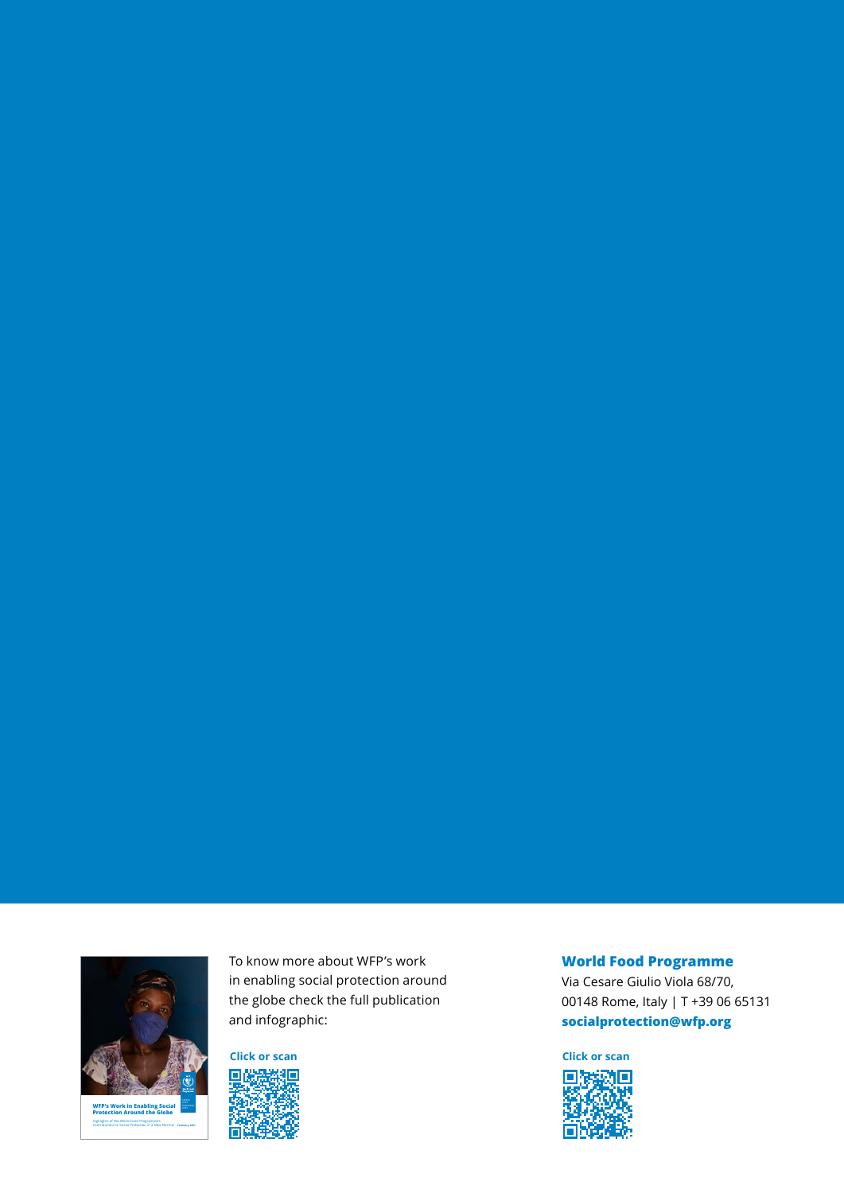To know more about WFP's work in enabling social protection around the globe check the full publication and infographic:

**Click or scan**

**World Food Programme**
Via Cesare Giulio Viola 68/70,
00148 Rome, Italy | T +39 06 65131
**socialprotection@wfp.org**

**Click or scan**